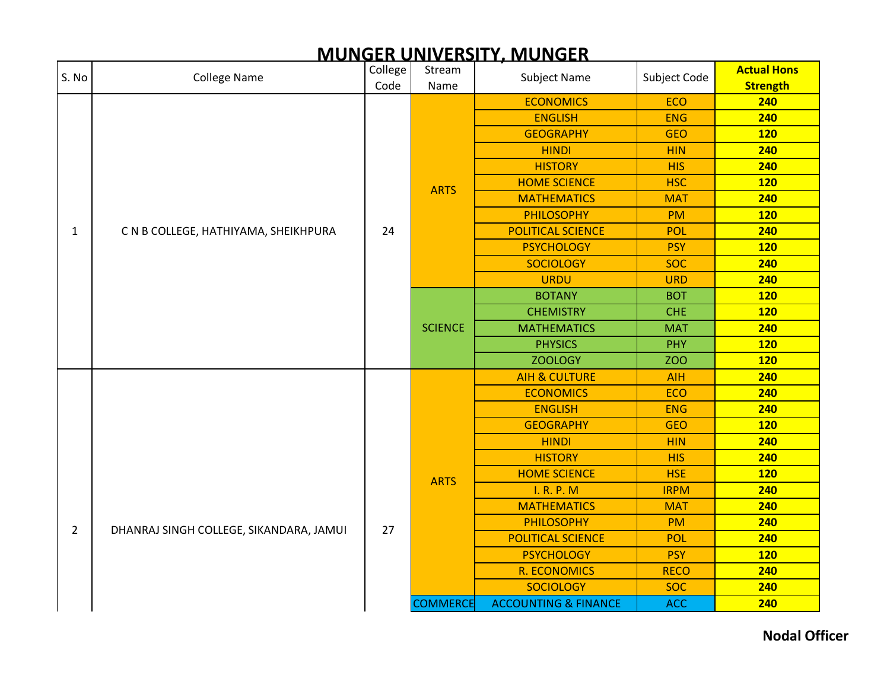# MUNGER UNIVERSITY, MUNGER

| S. No | College Name | College Code | Stream Name | Subject Name | Subject Code | Actual Hons Strength |
|---|---|---|---|---|---|---|
| 1 | C N B COLLEGE, HATHIYAMA, SHEIKHPURA | 24 | ARTS | ECONOMICS | ECO | **240** |
| | | | | ENGLISH | ENG | **240** |
| | | | | GEOGRAPHY | GEO | **120** |
| | | | | HINDI | HIN | **240** |
| | | | | HISTORY | HIS | **240** |
| | | | | HOME SCIENCE | HSC | **120** |
| | | | | MATHEMATICS | MAT | **240** |
| | | | | PHILOSOPHY | PM | **120** |
| | | | | POLITICAL SCIENCE | POL | **240** |
| | | | | PSYCHOLOGY | PSY | **120** |
| | | | | SOCIOLOGY | SOC | **240** |
| | | | | URDU | URD | **240** |
| | | | SCIENCE | BOTANY | BOT | **120** |
| | | | | CHEMISTRY | CHE | **120** |
| | | | | MATHEMATICS | MAT | **240** |
| | | | | PHYSICS | PHY | **120** |
| | | | | ZOOLOGY | ZOO | **120** |
| 2 | DHANRAJ SINGH COLLEGE, SIKANDARA, JAMUI | 27 | ARTS | AIH & CULTURE | AIH | **240** |
| | | | | ECONOMICS | ECO | **240** |
| | | | | ENGLISH | ENG | **240** |
| | | | | GEOGRAPHY | GEO | **120** |
| | | | | HINDI | HIN | **240** |
| | | | | HISTORY | HIS | **240** |
| | | | | HOME SCIENCE | HSE | **120** |
| | | | | I. R. P. M | IRPM | **240** |
| | | | | MATHEMATICS | MAT | **240** |
| | | | | PHILOSOPHY | PM | **240** |
| | | | | POLITICAL SCIENCE | POL | **240** |
| | | | | PSYCHOLOGY | PSY | **120** |
| | | | | R. ECONOMICS | RECO | **240** |
| | | | | SOCIOLOGY | SOC | **240** |
| | | | COMMERCE | ACCOUNTING & FINANCE | ACC | **240** |

**Nodal Officer**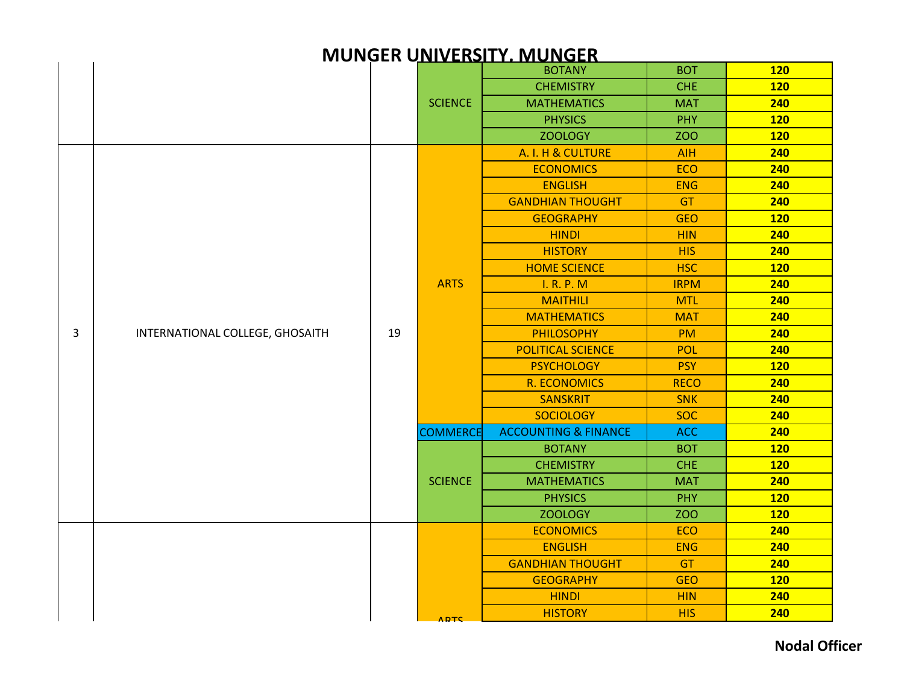# MUNGER UNIVERSITY, MUNGER

| | | | | | | |
|---|---|---|---|---|---|---|
| | | | SCIENCE | BOTANY | BOT | **120** |
| | | | | CHEMISTRY | CHE | **120** |
| | | | | MATHEMATICS | MAT | **240** |
| | | | | PHYSICS | PHY | **120** |
| | | | | ZOOLOGY | ZOO | **120** |
| 3 | INTERNATIONAL COLLEGE, GHOSAITH | 19 | ARTS | A. I. H & CULTURE | AIH | **240** |
| | | | | ECONOMICS | ECO | **240** |
| | | | | ENGLISH | ENG | **240** |
| | | | | GANDHIAN THOUGHT | GT | **240** |
| | | | | GEOGRAPHY | GEO | **120** |
| | | | | HINDI | HIN | **240** |
| | | | | HISTORY | HIS | **240** |
| | | | | HOME SCIENCE | HSC | **120** |
| | | | | I. R. P. M | IRPM | **240** |
| | | | | MAITHILI | MTL | **240** |
| | | | | MATHEMATICS | MAT | **240** |
| | | | | PHILOSOPHY | PM | **240** |
| | | | | POLITICAL SCIENCE | POL | **240** |
| | | | | PSYCHOLOGY | PSY | **120** |
| | | | | R. ECONOMICS | RECO | **240** |
| | | | | SANSKRIT | SNK | **240** |
| | | | | SOCIOLOGY | SOC | **240** |
| | | | COMMERCE | ACCOUNTING & FINANCE | ACC | **240** |
| | | | SCIENCE | BOTANY | BOT | **120** |
| | | | | CHEMISTRY | CHE | **120** |
| | | | | MATHEMATICS | MAT | **240** |
| | | | | PHYSICS | PHY | **120** |
| | | | | ZOOLOGY | ZOO | **120** |
| | | | ARTS | ECONOMICS | ECO | **240** |
| | | | | ENGLISH | ENG | **240** |
| | | | | GANDHIAN THOUGHT | GT | **240** |
| | | | | GEOGRAPHY | GEO | **120** |
| | | | | HINDI | HIN | **240** |
| | | | | HISTORY | HIS | **240** |

**Nodal Officer**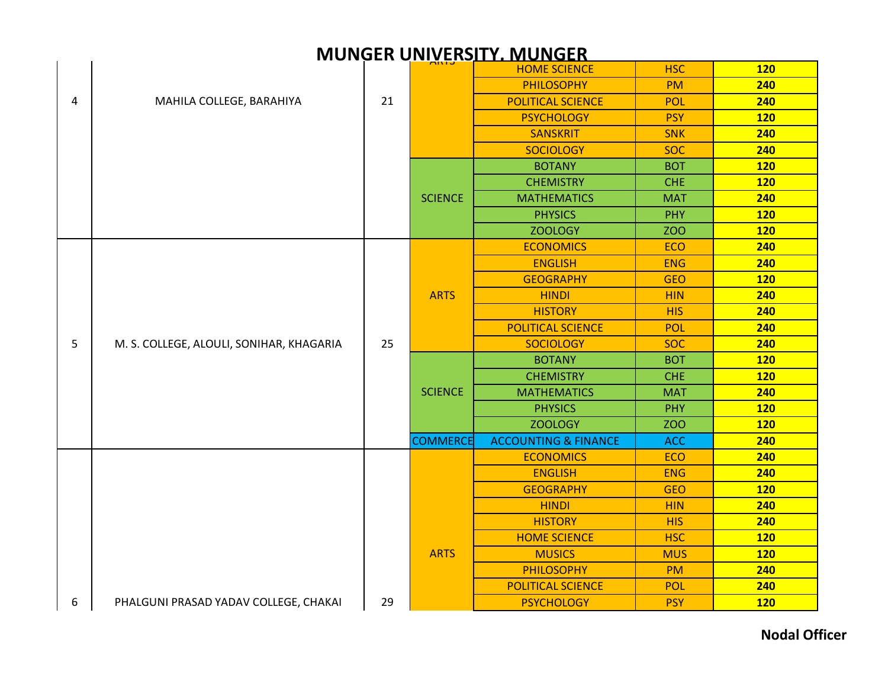# MUNGER UNIVERSITY, MUNGER

| | | | | | | |
|---|---|---|---|---|---|---|
| 4 | MAHILA COLLEGE, BARAHIYA | 21 | ARTS | HOME SCIENCE | HSC | 120 |
| | | | | PHILOSOPHY | PM | 240 |
| | | | | POLITICAL SCIENCE | POL | 240 |
| | | | | PSYCHOLOGY | PSY | 120 |
| | | | | SANSKRIT | SNK | 240 |
| | | | | SOCIOLOGY | SOC | 240 |
| | | | SCIENCE | BOTANY | BOT | 120 |
| | | | | CHEMISTRY | CHE | 120 |
| | | | | MATHEMATICS | MAT | 240 |
| | | | | PHYSICS | PHY | 120 |
| | | | | ZOOLOGY | ZOO | 120 |
| 5 | M. S. COLLEGE, ALOULI, SONIHAR, KHAGARIA | 25 | ARTS | ECONOMICS | ECO | 240 |
| | | | | ENGLISH | ENG | 240 |
| | | | | GEOGRAPHY | GEO | 120 |
| | | | | HINDI | HIN | 240 |
| | | | | HISTORY | HIS | 240 |
| | | | | POLITICAL SCIENCE | POL | 240 |
| | | | | SOCIOLOGY | SOC | 240 |
| | | | SCIENCE | BOTANY | BOT | 120 |
| | | | | CHEMISTRY | CHE | 120 |
| | | | | MATHEMATICS | MAT | 240 |
| | | | | PHYSICS | PHY | 120 |
| | | | | ZOOLOGY | ZOO | 120 |
| | | | COMMERCE | ACCOUNTING & FINANCE | ACC | 240 |
| 6 | PHALGUNI PRASAD YADAV COLLEGE, CHAKAI | 29 | ARTS | ECONOMICS | ECO | 240 |
| | | | | ENGLISH | ENG | 240 |
| | | | | GEOGRAPHY | GEO | 120 |
| | | | | HINDI | HIN | 240 |
| | | | | HISTORY | HIS | 240 |
| | | | | HOME SCIENCE | HSC | 120 |
| | | | | MUSICS | MUS | 120 |
| | | | | PHILOSOPHY | PM | 240 |
| | | | | POLITICAL SCIENCE | POL | 240 |
| | | | | PSYCHOLOGY | PSY | 120 |

**Nodal Officer**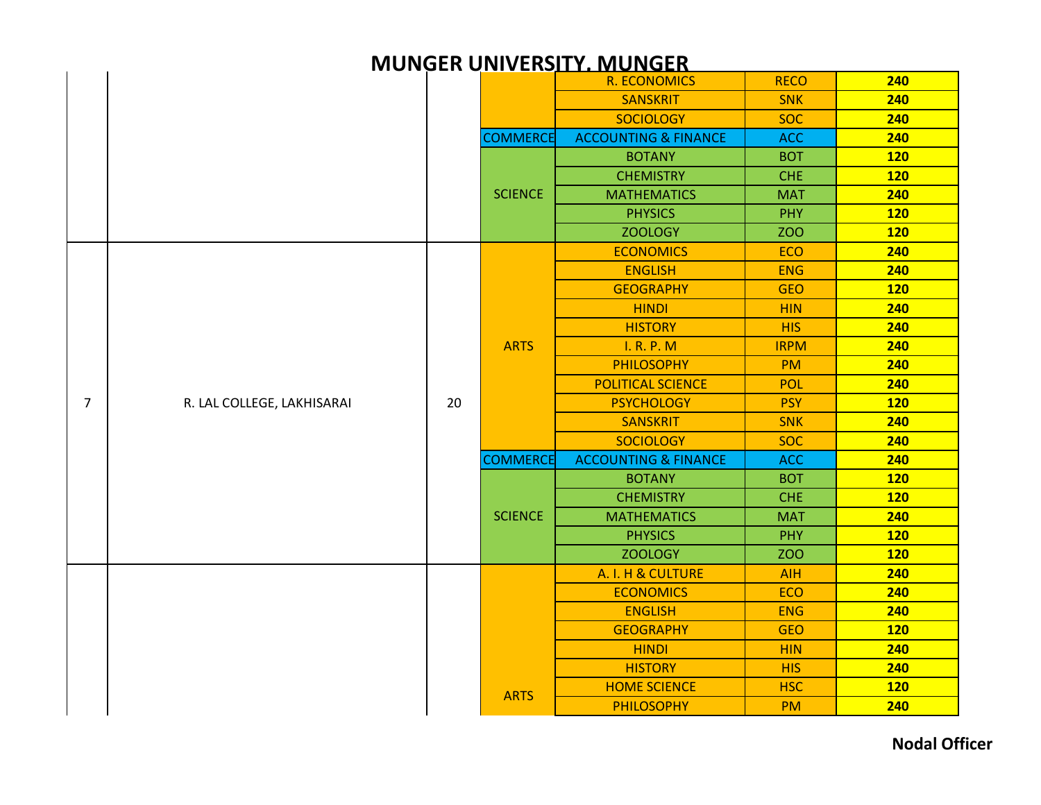# MUNGER UNIVERSITY, MUNGER

| | | | | | | |
|---|---|---|---|---|---|---|
| | | | | R. ECONOMICS | RECO | 240 |
| | | | | SANSKRIT | SNK | 240 |
| | | | | SOCIOLOGY | SOC | 240 |
| | | | COMMERCE | ACCOUNTING & FINANCE | ACC | 240 |
| | | | SCIENCE | BOTANY | BOT | 120 |
| | | | | CHEMISTRY | CHE | 120 |
| | | | | MATHEMATICS | MAT | 240 |
| | | | | PHYSICS | PHY | 120 |
| | | | | ZOOLOGY | ZOO | 120 |
| 7 | R. LAL COLLEGE, LAKHISARAI | 20 | ARTS | ECONOMICS | ECO | 240 |
| | | | | ENGLISH | ENG | 240 |
| | | | | GEOGRAPHY | GEO | 120 |
| | | | | HINDI | HIN | 240 |
| | | | | HISTORY | HIS | 240 |
| | | | | I. R. P. M | IRPM | 240 |
| | | | | PHILOSOPHY | PM | 240 |
| | | | | POLITICAL SCIENCE | POL | 240 |
| | | | | PSYCHOLOGY | PSY | 120 |
| | | | | SANSKRIT | SNK | 240 |
| | | | | SOCIOLOGY | SOC | 240 |
| | | | COMMERCE | ACCOUNTING & FINANCE | ACC | 240 |
| | | | SCIENCE | BOTANY | BOT | 120 |
| | | | | CHEMISTRY | CHE | 120 |
| | | | | MATHEMATICS | MAT | 240 |
| | | | | PHYSICS | PHY | 120 |
| | | | | ZOOLOGY | ZOO | 120 |
| | | | ARTS | A. I. H & CULTURE | AIH | 240 |
| | | | | ECONOMICS | ECO | 240 |
| | | | | ENGLISH | ENG | 240 |
| | | | | GEOGRAPHY | GEO | 120 |
| | | | | HINDI | HIN | 240 |
| | | | | HISTORY | HIS | 240 |
| | | | | HOME SCIENCE | HSC | 120 |
| | | | | PHILOSOPHY | PM | 240 |

**Nodal Officer**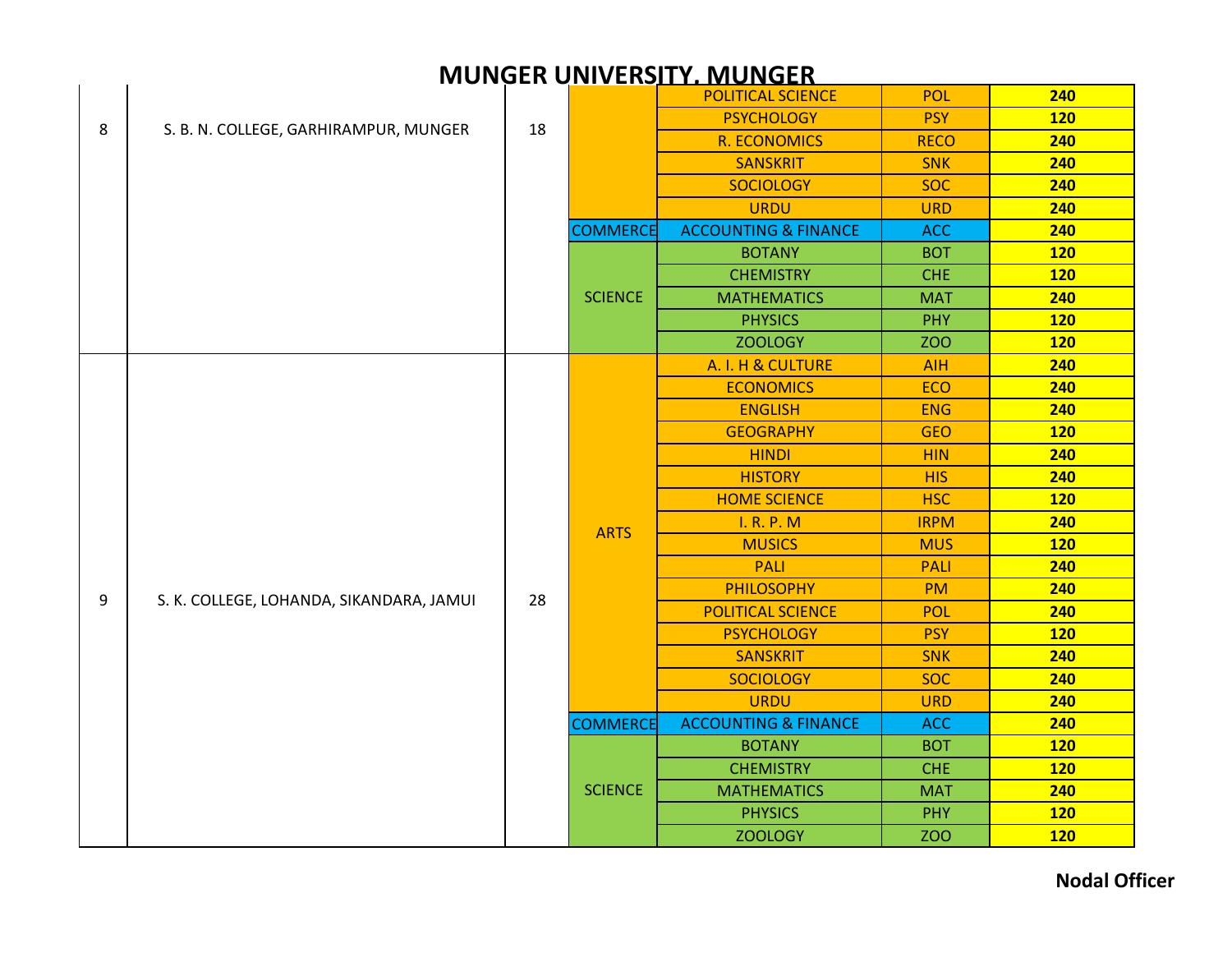# MUNGER UNIVERSITY, MUNGER

| | | | | | | |
|---|---|---|---|---|---|---|
| 8 | S. B. N. COLLEGE, GARHIRAMPUR, MUNGER | 18 | | POLITICAL SCIENCE | POL | 240 |
| | | | | PSYCHOLOGY | PSY | 120 |
| | | | | R. ECONOMICS | RECO | 240 |
| | | | | SANSKRIT | SNK | 240 |
| | | | | SOCIOLOGY | SOC | 240 |
| | | | | URDU | URD | 240 |
| | | | COMMERCE | ACCOUNTING & FINANCE | ACC | 240 |
| | | | SCIENCE | BOTANY | BOT | 120 |
| | | | | CHEMISTRY | CHE | 120 |
| | | | | MATHEMATICS | MAT | 240 |
| | | | | PHYSICS | PHY | 120 |
| | | | | ZOOLOGY | ZOO | 120 |
| 9 | S. K. COLLEGE, LOHANDA, SIKANDARA, JAMUI | 28 | ARTS | A. I. H & CULTURE | AIH | 240 |
| | | | | ECONOMICS | ECO | 240 |
| | | | | ENGLISH | ENG | 240 |
| | | | | GEOGRAPHY | GEO | 120 |
| | | | | HINDI | HIN | 240 |
| | | | | HISTORY | HIS | 240 |
| | | | | HOME SCIENCE | HSC | 120 |
| | | | | I. R. P. M | IRPM | 240 |
| | | | | MUSICS | MUS | 120 |
| | | | | PALI | PALI | 240 |
| | | | | PHILOSOPHY | PM | 240 |
| | | | | POLITICAL SCIENCE | POL | 240 |
| | | | | PSYCHOLOGY | PSY | 120 |
| | | | | SANSKRIT | SNK | 240 |
| | | | | SOCIOLOGY | SOC | 240 |
| | | | | URDU | URD | 240 |
| | | | COMMERCE | ACCOUNTING & FINANCE | ACC | 240 |
| | | | SCIENCE | BOTANY | BOT | 120 |
| | | | | CHEMISTRY | CHE | 120 |
| | | | | MATHEMATICS | MAT | 240 |
| | | | | PHYSICS | PHY | 120 |
| | | | | ZOOLOGY | ZOO | 120 |

**Nodal Officer**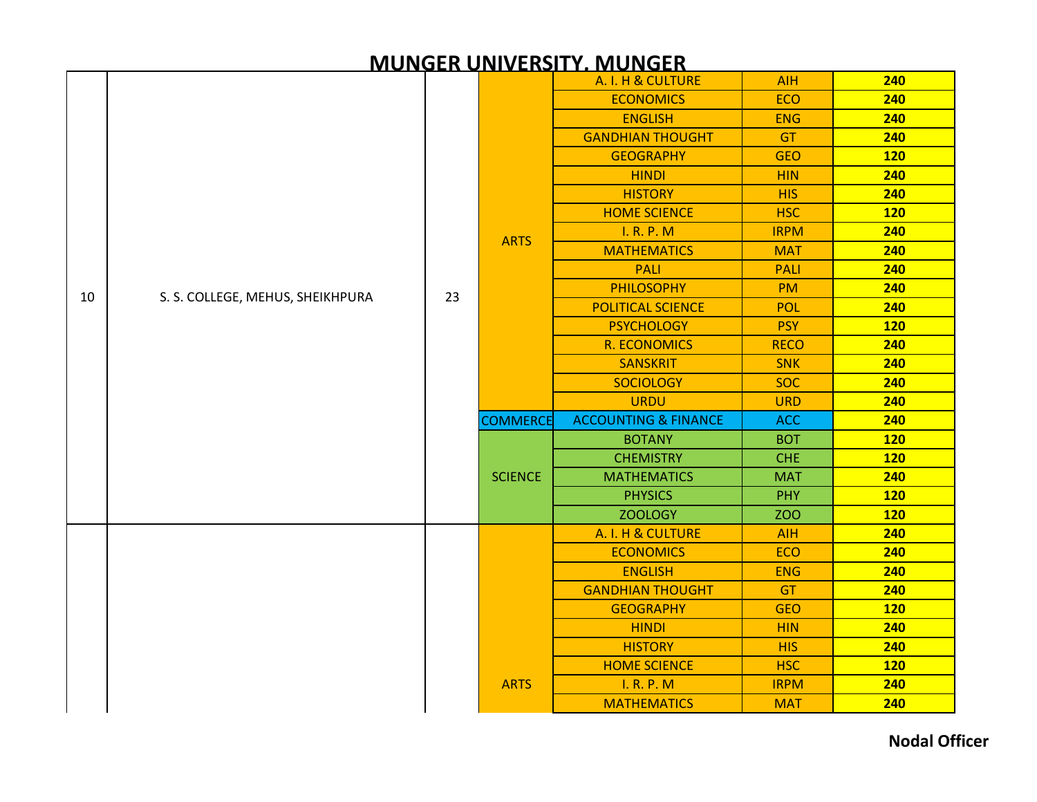# MUNGER UNIVERSITY, MUNGER

| | | | | | | |
|---|---|---|---|---|---|---|
| 10 | S. S. COLLEGE, MEHUS, SHEIKHPURA | 23 | ARTS | A. I. H & CULTURE | AIH | 240 |
| | | | | ECONOMICS | ECO | 240 |
| | | | | ENGLISH | ENG | 240 |
| | | | | GANDHIAN THOUGHT | GT | 240 |
| | | | | GEOGRAPHY | GEO | 120 |
| | | | | HINDI | HIN | 240 |
| | | | | HISTORY | HIS | 240 |
| | | | | HOME SCIENCE | HSC | 120 |
| | | | | I. R. P. M | IRPM | 240 |
| | | | | MATHEMATICS | MAT | 240 |
| | | | | PALI | PALI | 240 |
| | | | | PHILOSOPHY | PM | 240 |
| | | | | POLITICAL SCIENCE | POL | 240 |
| | | | | PSYCHOLOGY | PSY | 120 |
| | | | | R. ECONOMICS | RECO | 240 |
| | | | | SANSKRIT | SNK | 240 |
| | | | | SOCIOLOGY | SOC | 240 |
| | | | | URDU | URD | 240 |
| | | | COMMERCE | ACCOUNTING & FINANCE | ACC | 240 |
| | | | SCIENCE | BOTANY | BOT | 120 |
| | | | | CHEMISTRY | CHE | 120 |
| | | | | MATHEMATICS | MAT | 240 |
| | | | | PHYSICS | PHY | 120 |
| | | | | ZOOLOGY | ZOO | 120 |
| | | | ARTS | A. I. H & CULTURE | AIH | 240 |
| | | | | ECONOMICS | ECO | 240 |
| | | | | ENGLISH | ENG | 240 |
| | | | | GANDHIAN THOUGHT | GT | 240 |
| | | | | GEOGRAPHY | GEO | 120 |
| | | | | HINDI | HIN | 240 |
| | | | | HISTORY | HIS | 240 |
| | | | | HOME SCIENCE | HSC | 120 |
| | | | | I. R. P. M | IRPM | 240 |
| | | | | MATHEMATICS | MAT | 240 |

**Nodal Officer**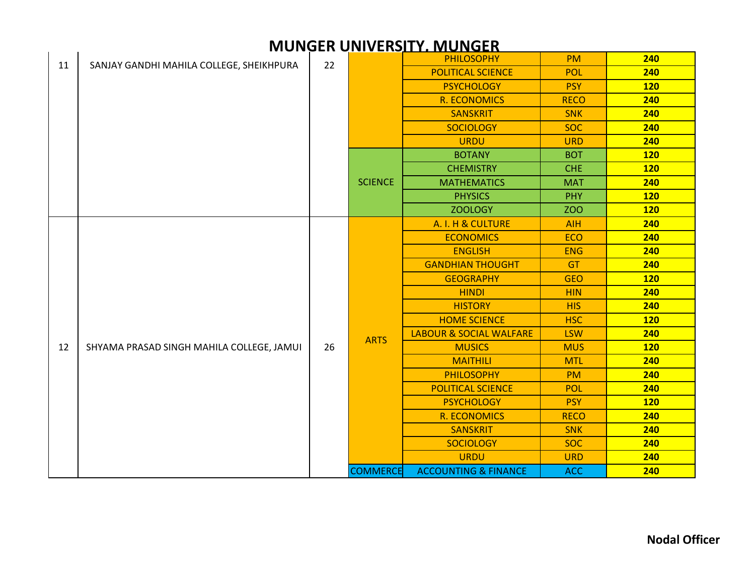# MUNGER UNIVERSITY, MUNGER

| | | | | | | |
|---|---|---|---|---|---|---|
| 11 | SANJAY GANDHI MAHILA COLLEGE, SHEIKHPURA | 22 | | PHILOSOPHY | PM | 240 |
| | | | | POLITICAL SCIENCE | POL | 240 |
| | | | | PSYCHOLOGY | PSY | 120 |
| | | | | R. ECONOMICS | RECO | 240 |
| | | | | SANSKRIT | SNK | 240 |
| | | | | SOCIOLOGY | SOC | 240 |
| | | | | URDU | URD | 240 |
| | | | SCIENCE | BOTANY | BOT | 120 |
| | | | | CHEMISTRY | CHE | 120 |
| | | | | MATHEMATICS | MAT | 240 |
| | | | | PHYSICS | PHY | 120 |
| | | | | ZOOLOGY | ZOO | 120 |
| 12 | SHYAMA PRASAD SINGH MAHILA COLLEGE, JAMUI | 26 | ARTS | A. I. H & CULTURE | AIH | 240 |
| | | | | ECONOMICS | ECO | 240 |
| | | | | ENGLISH | ENG | 240 |
| | | | | GANDHIAN THOUGHT | GT | 240 |
| | | | | GEOGRAPHY | GEO | 120 |
| | | | | HINDI | HIN | 240 |
| | | | | HISTORY | HIS | 240 |
| | | | | HOME SCIENCE | HSC | 120 |
| | | | | LABOUR & SOCIAL WALFARE | LSW | 240 |
| | | | | MUSICS | MUS | 120 |
| | | | | MAITHILI | MTL | 240 |
| | | | | PHILOSOPHY | PM | 240 |
| | | | | POLITICAL SCIENCE | POL | 240 |
| | | | | PSYCHOLOGY | PSY | 120 |
| | | | | R. ECONOMICS | RECO | 240 |
| | | | | SANSKRIT | SNK | 240 |
| | | | | SOCIOLOGY | SOC | 240 |
| | | | | URDU | URD | 240 |
| | | | COMMERCE | ACCOUNTING & FINANCE | ACC | 240 |

**Nodal Officer**